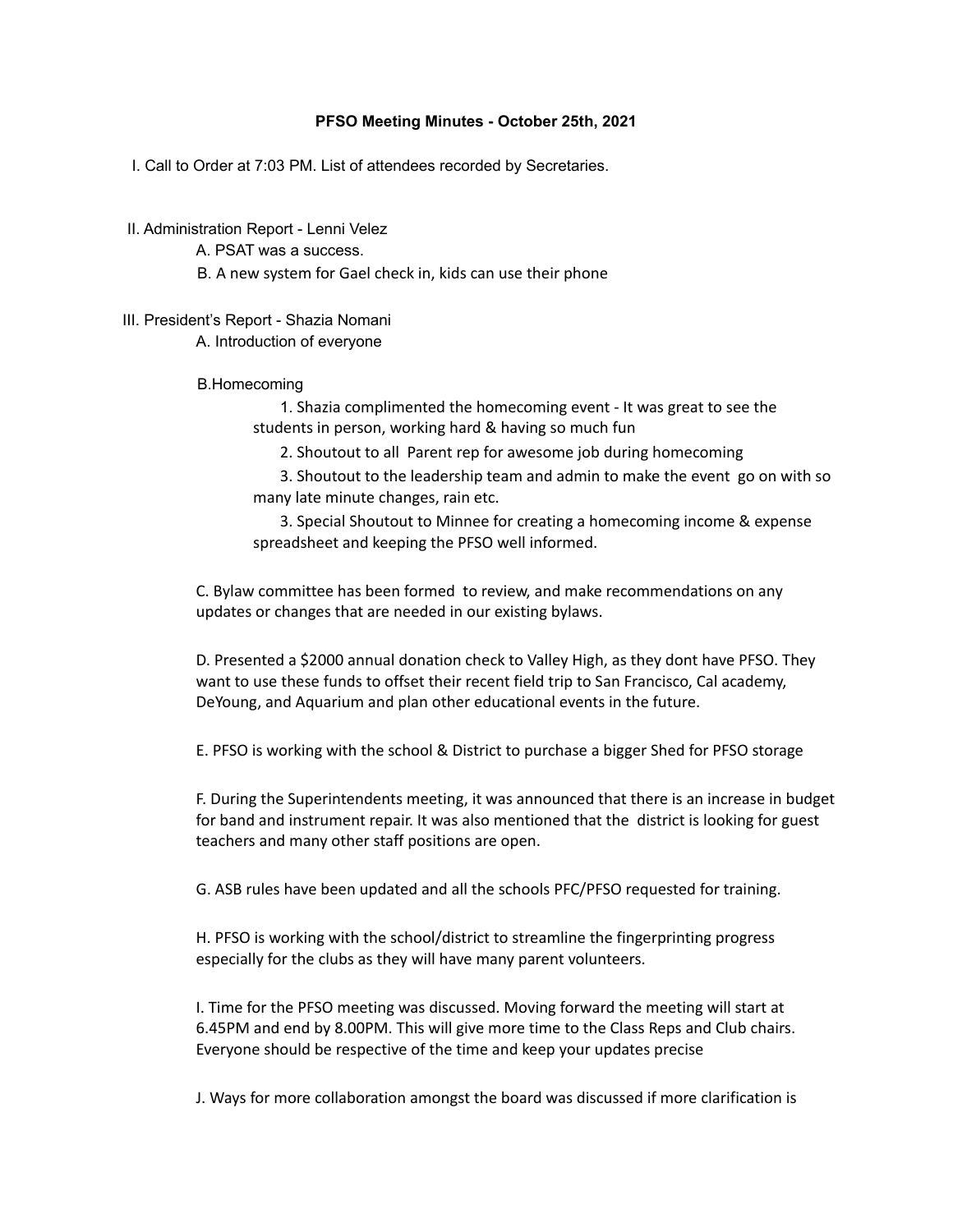**PFSO Meeting Minutes - October 25th, 2021**

I. Call to Order at 7:03 PM. List of attendees recorded by Secretaries.

II. Administration Report - Lenni Velez

A. PSAT was a success.

B. A new system for Gael check in, kids can use their phone

III. President's Report - Shazia Nomani

A. Introduction of everyone

B.Homecoming

1. Shazia complimented the homecoming event - It was great to see the students in person, working hard & having so much fun

2. Shoutout to all Parent rep for awesome job during homecoming

3. Shoutout to the leadership team and admin to make the event go on with so many late minute changes, rain etc.

3. Special Shoutout to Minnee for creating a homecoming income & expense spreadsheet and keeping the PFSO well informed.

C. Bylaw committee has been formed to review, and make recommendations on any updates or changes that are needed in our existing bylaws.

D. Presented a $2000 annual donation check to Valley High, as they dont have PFSO. They want to use these funds to offset their recent field trip to San Francisco, Cal academy, DeYoung, and Aquarium and plan other educational events in the future.

E. PFSO is working with the school & District to purchase a bigger Shed for PFSO storage

F. During the Superintendents meeting, it was announced that there is an increase in budget for band and instrument repair. It was also mentioned that the district is looking for guest teachers and many other staff positions are open.

G. ASB rules have been updated and all the schools PFC/PFSO requested for training.

H. PFSO is working with the school/district to streamline the fingerprinting progress especially for the clubs as they will have many parent volunteers.

I. Time for the PFSO meeting was discussed. Moving forward the meeting will start at 6.45PM and end by 8.00PM. This will give more time to the Class Reps and Club chairs. Everyone should be respective of the time and keep your updates precise

J. Ways for more collaboration amongst the board was discussed if more clarification is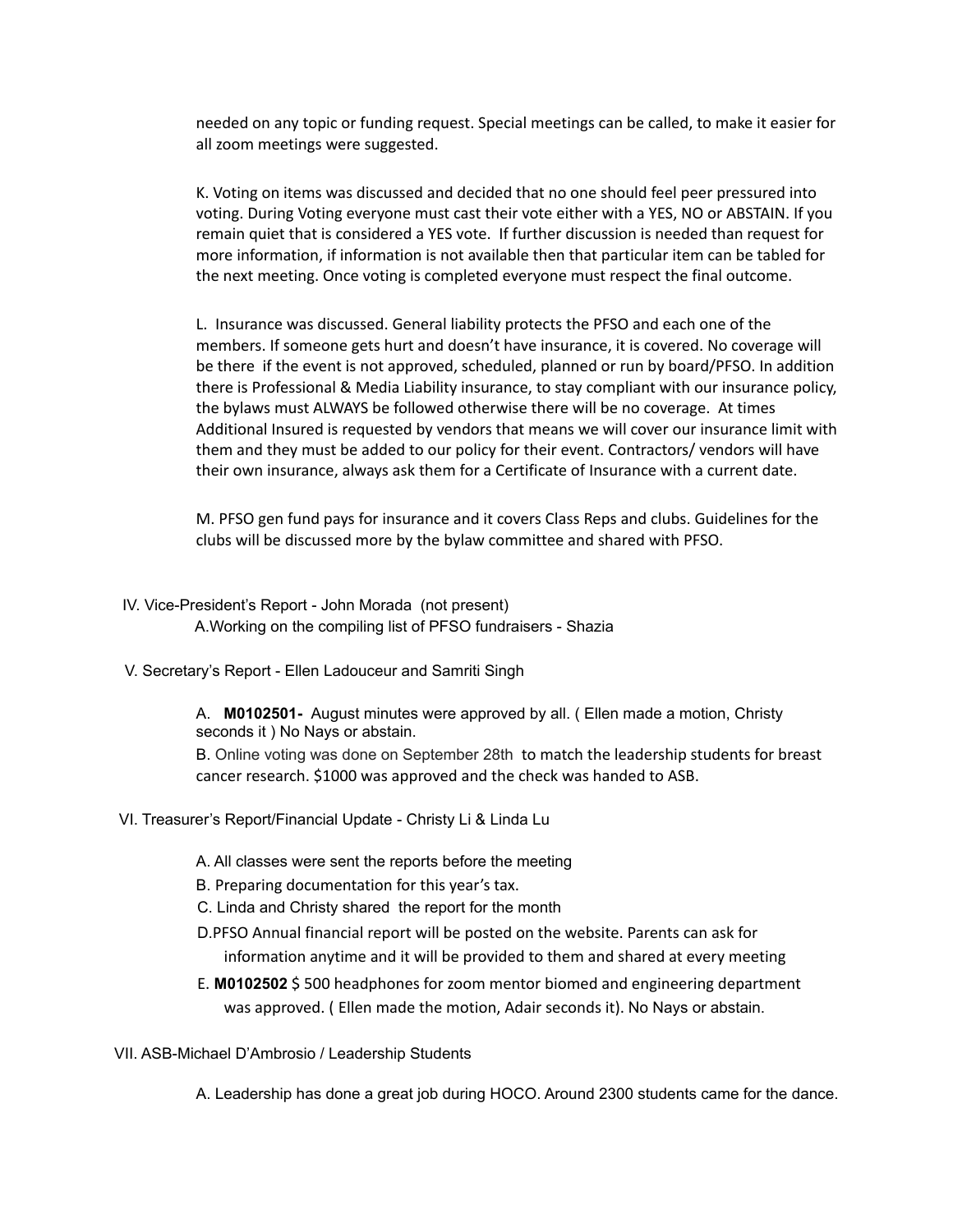needed on any topic or funding request. Special meetings can be called, to make it easier for all zoom meetings were suggested.

K. Voting on items was discussed and decided that no one should feel peer pressured into voting. During Voting everyone must cast their vote either with a YES, NO or ABSTAIN. If you remain quiet that is considered a YES vote. If further discussion is needed than request for more information, if information is not available then that particular item can be tabled for the next meeting. Once voting is completed everyone must respect the final outcome.

L. Insurance was discussed. General liability protects the PFSO and each one of the members. If someone gets hurt and doesn't have insurance, it is covered. No coverage will be there if the event is not approved, scheduled, planned or run by board/PFSO. In addition there is Professional & Media Liability insurance, to stay compliant with our insurance policy, the bylaws must ALWAYS be followed otherwise there will be no coverage. At times Additional Insured is requested by vendors that means we will cover our insurance limit with them and they must be added to our policy for their event. Contractors/ vendors will have their own insurance, always ask them for a Certificate of Insurance with a current date.

M. PFSO gen fund pays for insurance and it covers Class Reps and clubs. Guidelines for the clubs will be discussed more by the bylaw committee and shared with PFSO.

IV. Vice-President's Report - John Morada (not present)

A.Working on the compiling list of PFSO fundraisers - Shazia

V. Secretary's Report - Ellen Ladouceur and Samriti Singh

A. **M0102501-** August minutes were approved by all. ( Ellen made a motion, Christy seconds it ) No Nays or abstain.

B. Online voting was done on September 28th to match the leadership students for breast cancer research. $1000 was approved and the check was handed to ASB.

VI. Treasurer's Report/Financial Update - Christy Li & Linda Lu

A. All classes were sent the reports before the meeting

B. Preparing documentation for this year's tax.

C. Linda and Christy shared the report for the month

D.PFSO Annual financial report will be posted on the website. Parents can ask for information anytime and it will be provided to them and shared at every meeting

E. **M0102502** $ 500 headphones for zoom mentor biomed and engineering department was approved. ( Ellen made the motion, Adair seconds it). No Nays or abstain.

VII. ASB-Michael D'Ambrosio / Leadership Students

A. Leadership has done a great job during HOCO. Around 2300 students came for the dance.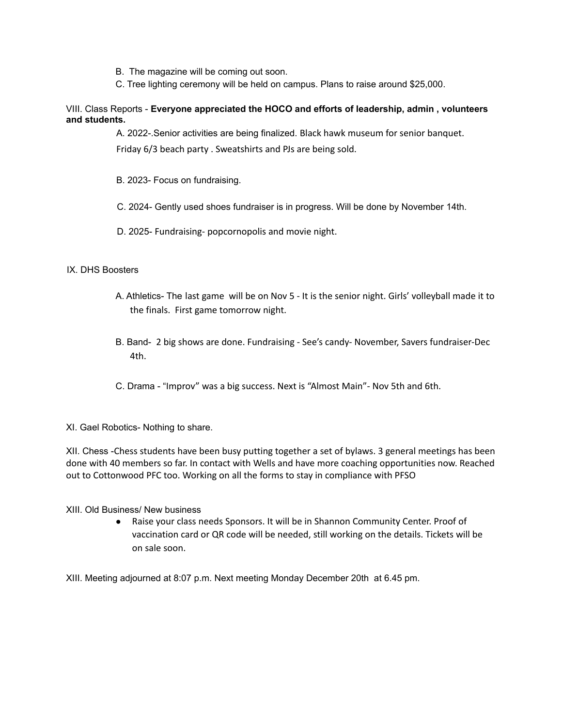B. The magazine will be coming out soon.

C. Tree lighting ceremony will be held on campus. Plans to raise around $25,000.

VIII. Class Reports - **Everyone appreciated the HOCO and efforts of leadership, admin , volunteers and students.**

A. 2022-.Senior activities are being finalized. Black hawk museum for senior banquet. Friday 6/3 beach party . Sweatshirts and PJs are being sold.

B. 2023- Focus on fundraising.

C. 2024- Gently used shoes fundraiser is in progress. Will be done by November 14th.

D. 2025- Fundraising- popcornopolis and movie night.

IX. DHS Boosters

A. Athletics- The last game will be on Nov 5 - It is the senior night. Girls' volleyball made it to the finals. First game tomorrow night.

B. Band- 2 big shows are done. Fundraising - See's candy- November, Savers fundraiser-Dec 4th.

C. Drama - "Improv" was a big success. Next is "Almost Main"- Nov 5th and 6th.

XI. Gael Robotics- Nothing to share.

XII. Chess -Chess students have been busy putting together a set of bylaws. 3 general meetings has been done with 40 members so far. In contact with Wells and have more coaching opportunities now. Reached out to Cottonwood PFC too. Working on all the forms to stay in compliance with PFSO

XIII. Old Business/ New business

- Raise your class needs Sponsors. It will be in Shannon Community Center. Proof of vaccination card or QR code will be needed, still working on the details. Tickets will be on sale soon.

XIII. Meeting adjourned at 8:07 p.m. Next meeting Monday December 20th at 6.45 pm.